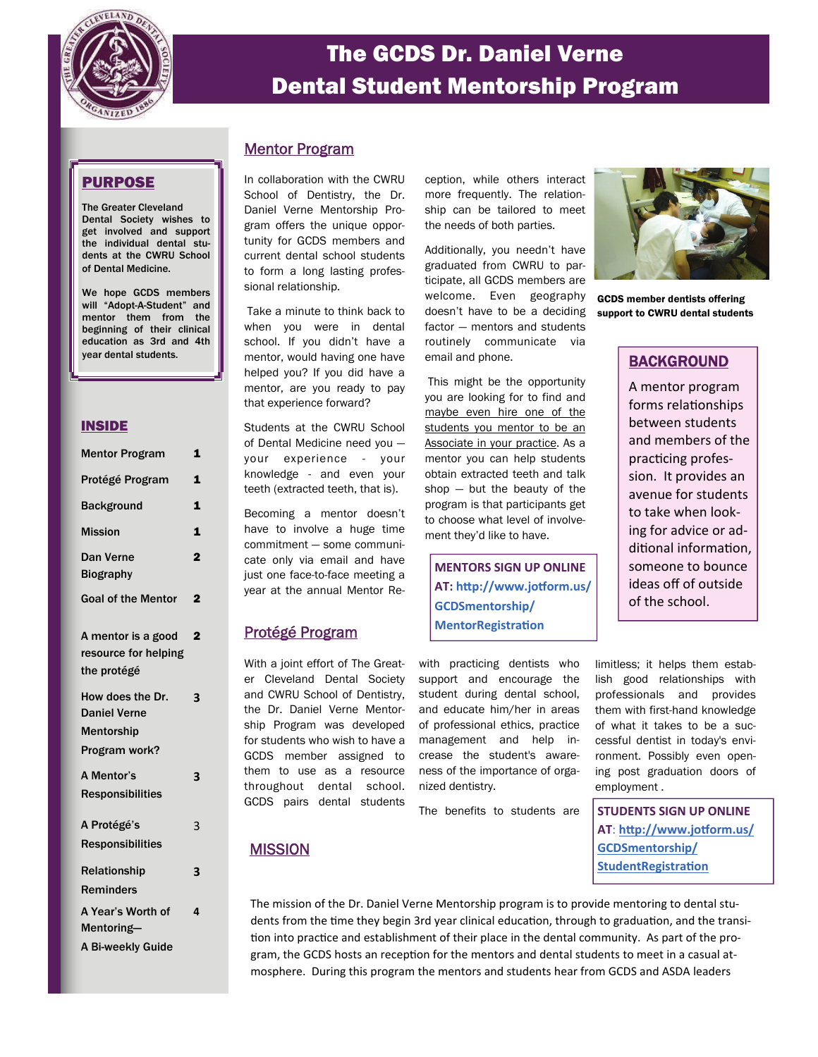# The GCDS Dr. Daniel Verne Dental Student Mentorship Program

## PURPOSE

**The Greater Cleveland Dental Society wishes to get involved and support the individual dental students at the CWRU School of Dental Medicine.**

**We hope GCDS members will "Adopt-A-Student" and mentor them from the beginning of their clinical education as 3rd and 4th year dental students.**

## INSIDE

| | |
|---|---|
| Mentor Program | 1 |
| Protégé Program | 1 |
| Background | 1 |
| Mission | 1 |
| Dan Verne Biography | 2 |
| Goal of the Mentor | 2 |
| A mentor is a good resource for helping the protégé | 2 |
| How does the Dr. Daniel Verne Mentorship Program work? | 3 |
| A Mentor's Responsibilities | 3 |
| A Protégé's Responsibilities | 3 |
| Relationship Reminders | 3 |
| A Year's Worth of Mentoring—A Bi-weekly Guide | 4 |

## Mentor Program

In collaboration with the CWRU School of Dentistry, the Dr. Daniel Verne Mentorship Program offers the unique opportunity for GCDS members and current dental school students to form a long lasting professional relationship.

Take a minute to think back to when you were in dental school. If you didn't have a mentor, would having one have helped you? If you did have a mentor, are you ready to pay that experience forward?

Students at the CWRU School of Dental Medicine need you — your experience - your knowledge - and even your teeth (extracted teeth, that is).

Becoming a mentor doesn't have to involve a huge time commitment — some communicate only via email and have just one face-to-face meeting a year at the annual Mentor Reception, while others interact more frequently. The relationship can be tailored to meet the needs of both parties.

Additionally, you needn't have graduated from CWRU to participate, all GCDS members are welcome. Even geography doesn't have to be a deciding factor — mentors and students routinely communicate via email and phone.

This might be the opportunity you are looking for to find and maybe even hire one of the students you mentor to be an Associate in your practice. As a mentor you can help students obtain extracted teeth and talk shop — but the beauty of the program is that participants get to choose what level of involvement they'd like to have.

**MENTORS SIGN UP ONLINE AT: http://www.jotform.us/GCDSmentorship/MentorRegistration**

**GCDS member dentists offering support to CWRU dental students**

## BACKGROUND

A mentor program forms relationships between students and members of the practicing profession. It provides an avenue for students to take when looking for advice or additional information, someone to bounce ideas off of outside of the school.

## Protégé Program

With a joint effort of The Greater Cleveland Dental Society and CWRU School of Dentistry, the Dr. Daniel Verne Mentorship Program was developed for students who wish to have a GCDS member assigned to them to use as a resource throughout dental school. GCDS pairs dental students with practicing dentists who support and encourage the student during dental school, and educate him/her in areas of professional ethics, practice management and help increase the student's awareness of the importance of organized dentistry.

The benefits to students are limitless; it helps them establish good relationships with professionals and provides them with first-hand knowledge of what it takes to be a successful dentist in today's environment. Possibly even opening post graduation doors of employment .

**STUDENTS SIGN UP ONLINE AT: http://www.jotform.us/GCDSmentorship/StudentRegistration**

## MISSION

The mission of the Dr. Daniel Verne Mentorship program is to provide mentoring to dental students from the time they begin 3rd year clinical education, through to graduation, and the transition into practice and establishment of their place in the dental community. As part of the program, the GCDS hosts an reception for the mentors and dental students to meet in a casual atmosphere. During this program the mentors and students hear from GCDS and ASDA leaders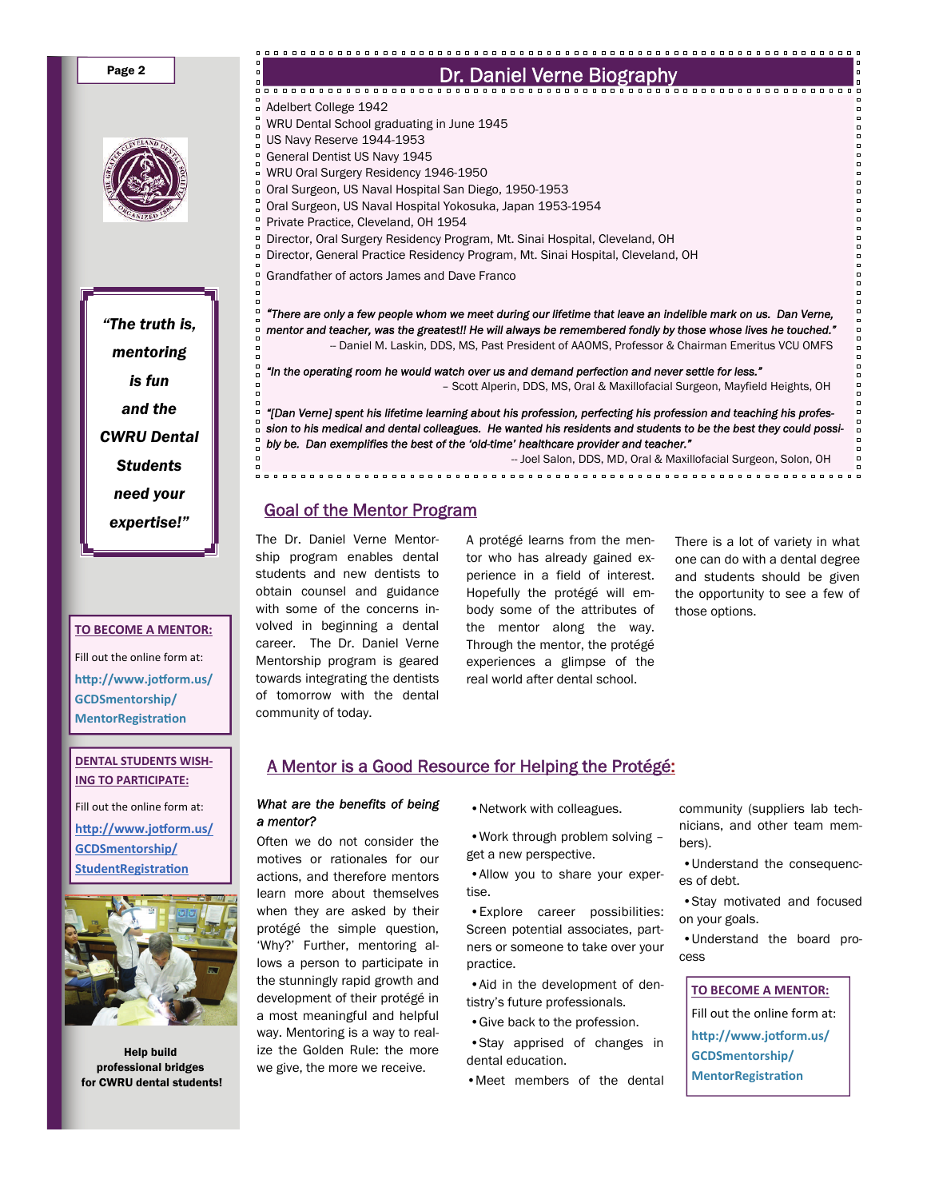## Dr. Daniel Verne Biography

Adelbert College 1942
WRU Dental School graduating in June 1945
US Navy Reserve 1944-1953
General Dentist US Navy 1945
WRU Oral Surgery Residency 1946-1950
Oral Surgeon, US Naval Hospital San Diego, 1950-1953
Oral Surgeon, US Naval Hospital Yokosuka, Japan 1953-1954
Private Practice, Cleveland, OH 1954
Director, Oral Surgery Residency Program, Mt. Sinai Hospital, Cleveland, OH
Director, General Practice Residency Program, Mt. Sinai Hospital, Cleveland, OH

Grandfather of actors James and Dave Franco

*"There are only a few people whom we meet during our lifetime that leave an indelible mark on us. Dan Verne, mentor and teacher, was the greatest!! He will always be remembered fondly by those whose lives he touched."*
-- Daniel M. Laskin, DDS, MS, Past President of AAOMS, Professor & Chairman Emeritus VCU OMFS

*"In the operating room he would watch over us and demand perfection and never settle for less."*
– Scott Alperin, DDS, MS, Oral & Maxillofacial Surgeon, Mayfield Heights, OH

*"[Dan Verne] spent his lifetime learning about his profession, perfecting his profession and teaching his profession to his medical and dental colleagues. He wanted his residents and students to be the best they could possibly be. Dan exemplifies the best of the 'old-time' healthcare provider and teacher."*
-- Joel Salon, DDS, MD, Oral & Maxillofacial Surgeon, Solon, OH

***"The truth is, mentoring is fun and the CWRU Dental Students need your expertise!"***

## Goal of the Mentor Program

The Dr. Daniel Verne Mentorship program enables dental students and new dentists to obtain counsel and guidance with some of the concerns involved in beginning a dental career. The Dr. Daniel Verne Mentorship program is geared towards integrating the dentists of tomorrow with the dental community of today.

A protégé learns from the mentor who has already gained experience in a field of interest. Hopefully the protégé will embody some of the attributes of the mentor along the way. Through the mentor, the protégé experiences a glimpse of the real world after dental school.

There is a lot of variety in what one can do with a dental degree and students should be given the opportunity to see a few of those options.

**TO BECOME A MENTOR:**

Fill out the online form at:
**http://www.jotform.us/GCDSmentorship/MentorRegistration**

**DENTAL STUDENTS WISHING TO PARTICIPATE:**

Fill out the online form at:
**http://www.jotform.us/GCDSmentorship/StudentRegistration**

**Help build professional bridges for CWRU dental students!**

## A Mentor is a Good Resource for Helping the Protégé:

***What are the benefits of being a mentor?***

Often we do not consider the motives or rationales for our actions, and therefore mentors learn more about themselves when they are asked by their protégé the simple question, 'Why?' Further, mentoring allows a person to participate in the stunningly rapid growth and development of their protégé in a most meaningful and helpful way. Mentoring is a way to realize the Golden Rule: the more we give, the more we receive.

- Network with colleagues.
- Work through problem solving – get a new perspective.
- Allow you to share your expertise.
- Explore career possibilities: Screen potential associates, partners or someone to take over your practice.
- Aid in the development of dentistry's future professionals.
- Give back to the profession.
- Stay apprised of changes in dental education.
- Meet members of the dental community (suppliers lab technicians, and other team members).
- Understand the consequences of debt.
- Stay motivated and focused on your goals.
- Understand the board process

**TO BECOME A MENTOR:**

Fill out the online form at:
**http://www.jotform.us/GCDSmentorship/MentorRegistration**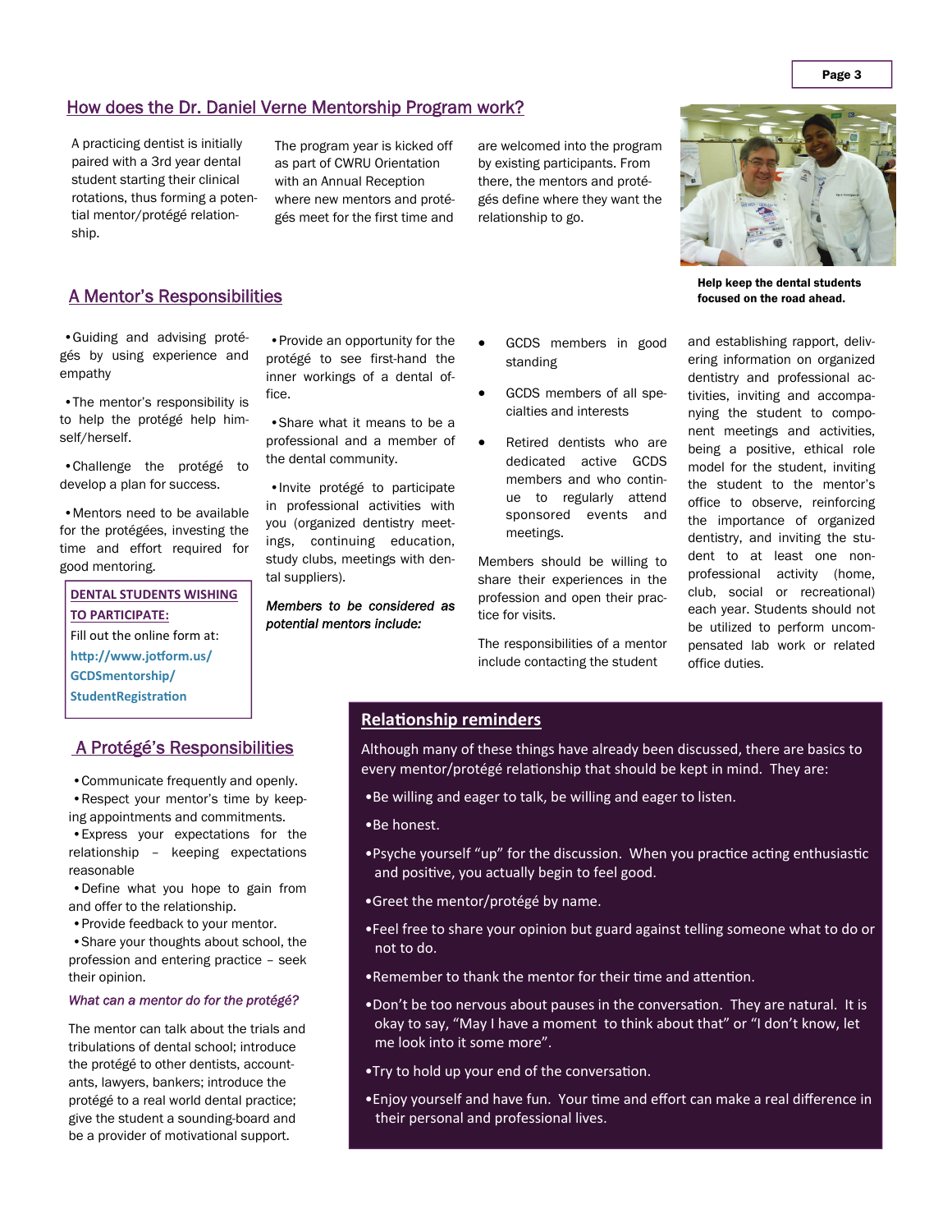## How does the Dr. Daniel Verne Mentorship Program work?

A practicing dentist is initially paired with a 3rd year dental student starting their clinical rotations, thus forming a potential mentor/protégé relationship.

The program year is kicked off as part of CWRU Orientation with an Annual Reception where new mentors and protégés meet for the first time and are welcomed into the program by existing participants. From there, the mentors and protégés define where they want the relationship to go.

**Help keep the dental students focused on the road ahead.**

## A Mentor's Responsibilities

- Guiding and advising protégés by using experience and empathy
- The mentor's responsibility is to help the protégé help him-self/herself.
- Challenge the protégé to develop a plan for success.
- Mentors need to be available for the protégées, investing the time and effort required for good mentoring.
- Provide an opportunity for the protégé to see first-hand the inner workings of a dental office.
- Share what it means to be a professional and a member of the dental community.
- Invite protégé to participate in professional activities with you (organized dentistry meetings, continuing education, study clubs, meetings with dental suppliers).

**DENTAL STUDENTS WISHING TO PARTICIPATE:**
Fill out the online form at:
**http://www.jotform.us/GCDSmentorship/StudentRegistration**

***Members to be considered as potential mentors include:***

- GCDS members in good standing
- GCDS members of all specialties and interests
- Retired dentists who are dedicated active GCDS members and who continue to regularly attend sponsored events and meetings.

Members should be willing to share their experiences in the profession and open their practice for visits.

The responsibilities of a mentor include contacting the student and establishing rapport, delivering information on organized dentistry and professional activities, inviting and accompanying the student to component meetings and activities, being a positive, ethical role model for the student, inviting the student to the mentor's office to observe, reinforcing the importance of organized dentistry, and inviting the student to at least one non-professional activity (home, club, social or recreational) each year. Students should not be utilized to perform uncompensated lab work or related office duties.

## A Protégé's Responsibilities

- Communicate frequently and openly.
- Respect your mentor's time by keeping appointments and commitments.
- Express your expectations for the relationship – keeping expectations reasonable
- Define what you hope to gain from and offer to the relationship.
- Provide feedback to your mentor.
- Share your thoughts about school, the profession and entering practice – seek their opinion.

*What can a mentor do for the protégé?*

The mentor can talk about the trials and tribulations of dental school; introduce the protégé to other dentists, accountants, lawyers, bankers; introduce the protégé to a real world dental practice; give the student a sounding-board and be a provider of motivational support.

## Relationship reminders

Although many of these things have already been discussed, there are basics to every mentor/protégé relationship that should be kept in mind. They are:

- Be willing and eager to talk, be willing and eager to listen.
- Be honest.
- Psyche yourself "up" for the discussion. When you practice acting enthusiastic and positive, you actually begin to feel good.
- Greet the mentor/protégé by name.
- Feel free to share your opinion but guard against telling someone what to do or not to do.
- Remember to thank the mentor for their time and attention.
- Don't be too nervous about pauses in the conversation. They are natural. It is okay to say, "May I have a moment to think about that" or "I don't know, let me look into it some more".
- Try to hold up your end of the conversation.
- Enjoy yourself and have fun. Your time and effort can make a real difference in their personal and professional lives.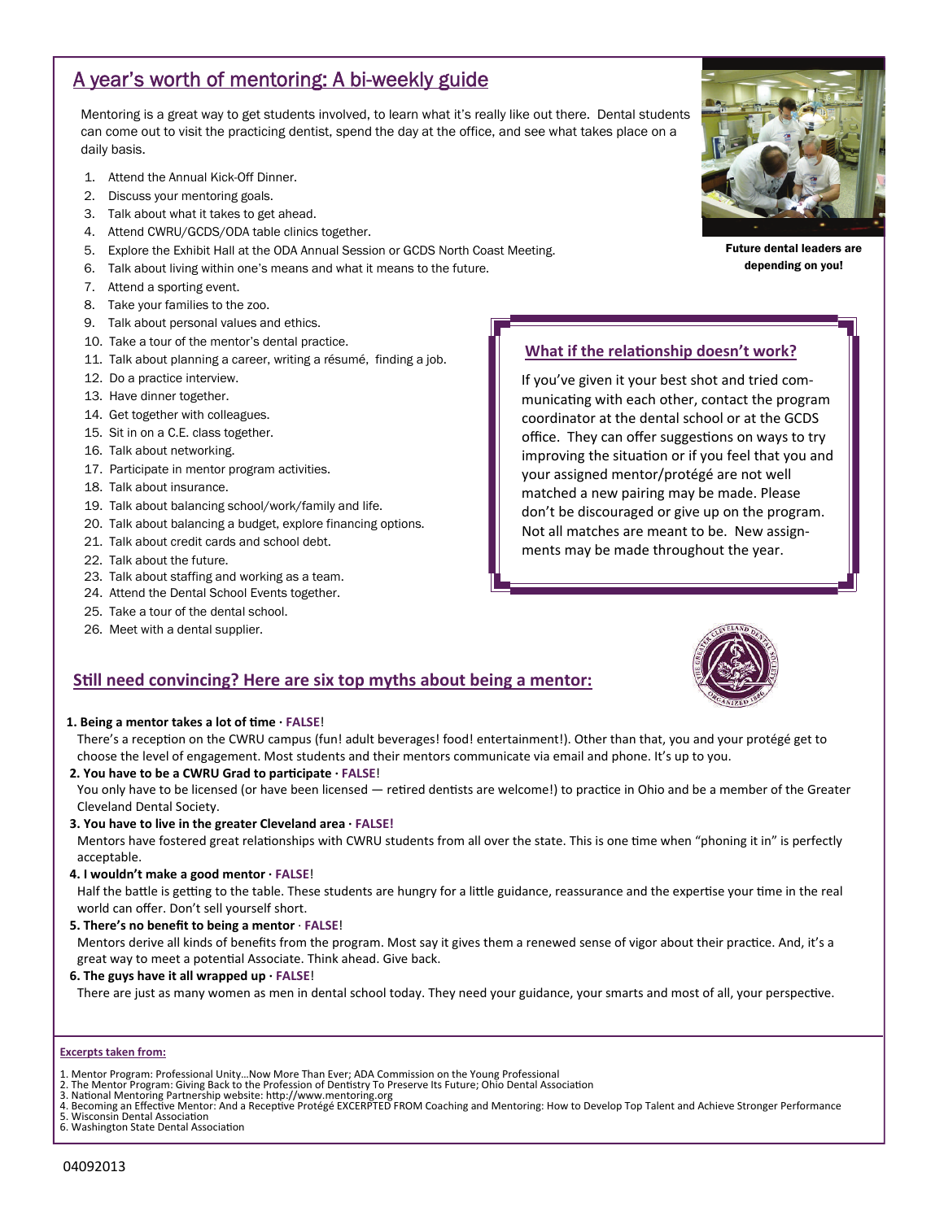## A year's worth of mentoring: A bi-weekly guide

Mentoring is a great way to get students involved, to learn what it's really like out there. Dental students can come out to visit the practicing dentist, spend the day at the office, and see what takes place on a daily basis.

1. Attend the Annual Kick-Off Dinner.
2. Discuss your mentoring goals.
3. Talk about what it takes to get ahead.
4. Attend CWRU/GCDS/ODA table clinics together.
5. Explore the Exhibit Hall at the ODA Annual Session or GCDS North Coast Meeting.
6. Talk about living within one's means and what it means to the future.
7. Attend a sporting event.
8. Take your families to the zoo.
9. Talk about personal values and ethics.
10. Take a tour of the mentor's dental practice.
11. Talk about planning a career, writing a résumé, finding a job.
12. Do a practice interview.
13. Have dinner together.
14. Get together with colleagues.
15. Sit in on a C.E. class together.
16. Talk about networking.
17. Participate in mentor program activities.
18. Talk about insurance.
19. Talk about balancing school/work/family and life.
20. Talk about balancing a budget, explore financing options.
21. Talk about credit cards and school debt.
22. Talk about the future.
23. Talk about staffing and working as a team.
24. Attend the Dental School Events together.
25. Take a tour of the dental school.
26. Meet with a dental supplier.

**Future dental leaders are depending on you!**

### What if the relationship doesn't work?

If you've given it your best shot and tried communicating with each other, contact the program coordinator at the dental school or at the GCDS office. They can offer suggestions on ways to try improving the situation or if you feel that you and your assigned mentor/protégé are not well matched a new pairing may be made. Please don't be discouraged or give up on the program. Not all matches are meant to be. New assignments may be made throughout the year.

### Still need convincing? Here are six top myths about being a mentor:

**1. Being a mentor takes a lot of time · FALSE!**
There's a reception on the CWRU campus (fun! adult beverages! food! entertainment!). Other than that, you and your protégé get to choose the level of engagement. Most students and their mentors communicate via email and phone. It's up to you.

**2. You have to be a CWRU Grad to participate · FALSE!**
You only have to be licensed (or have been licensed — retired dentists are welcome!) to practice in Ohio and be a member of the Greater Cleveland Dental Society.

**3. You have to live in the greater Cleveland area · FALSE!**
Mentors have fostered great relationships with CWRU students from all over the state. This is one time when "phoning it in" is perfectly acceptable.

**4. I wouldn't make a good mentor · FALSE!**
Half the battle is getting to the table. These students are hungry for a little guidance, reassurance and the expertise your time in the real world can offer. Don't sell yourself short.

**5. There's no benefit to being a mentor · FALSE!**
Mentors derive all kinds of benefits from the program. Most say it gives them a renewed sense of vigor about their practice. And, it's a great way to meet a potential Associate. Think ahead. Give back.

**6. The guys have it all wrapped up · FALSE!**
There are just as many women as men in dental school today. They need your guidance, your smarts and most of all, your perspective.

**Excerpts taken from:**

1. Mentor Program: Professional Unity…Now More Than Ever; ADA Commission on the Young Professional
2. The Mentor Program: Giving Back to the Profession of Dentistry To Preserve Its Future; Ohio Dental Association
3. National Mentoring Partnership website: http://www.mentoring.org
4. Becoming an Effective Mentor: And a Receptive Protégé EXCERPTED FROM Coaching and Mentoring: How to Develop Top Talent and Achieve Stronger Performance
5. Wisconsin Dental Association
6. Washington State Dental Association

04092013